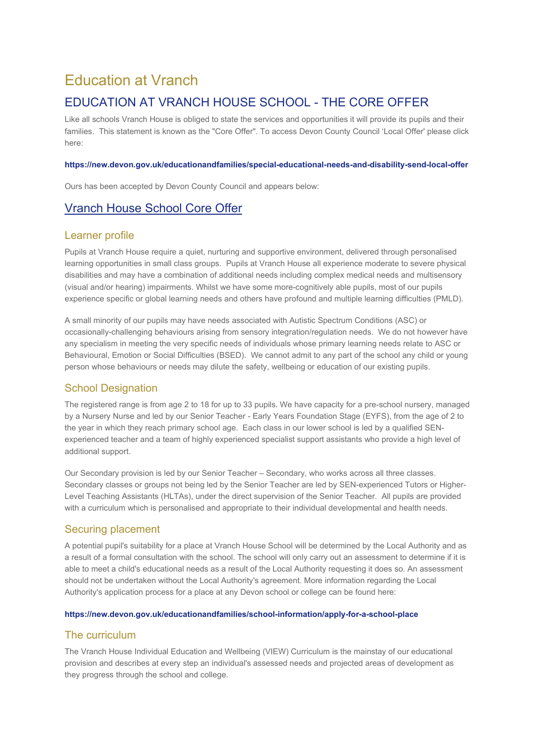# Education at Vranch

## EDUCATION AT VRANCH HOUSE SCHOOL - THE CORE OFFER

Like all schools Vranch House is obliged to state the services and opportunities it will provide its pupils and their families. This statement is known as the "Core Offer". To access Devon County Council 'Local Offer' please click here:

**https://new.devon.gov.uk/educationandfamilies/special-educational-needs-and-disability-send-local-offer**

Ours has been accepted by Devon County Council and appears below:

## Vranch House School Core Offer

### Learner profile

Pupils at Vranch House require a quiet, nurturing and supportive environment, delivered through personalised learning opportunities in small class groups. Pupils at Vranch House all experience moderate to severe physical disabilities and may have a combination of additional needs including complex medical needs and multisensory (visual and/or hearing) impairments. Whilst we have some more-cognitively able pupils, most of our pupils experience specific or global learning needs and others have profound and multiple learning difficulties (PMLD).

A small minority of our pupils may have needs associated with Autistic Spectrum Conditions (ASC) or occasionally-challenging behaviours arising from sensory integration/regulation needs. We do not however have any specialism in meeting the very specific needs of individuals whose primary learning needs relate to ASC or Behavioural, Emotion or Social Difficulties (BSED). We cannot admit to any part of the school any child or young person whose behaviours or needs may dilute the safety, wellbeing or education of our existing pupils.

### School Designation

The registered range is from age 2 to 18 for up to 33 pupils. We have capacity for a pre-school nursery, managed by a Nursery Nurse and led by our Senior Teacher - Early Years Foundation Stage (EYFS), from the age of 2 to the year in which they reach primary school age. Each class in our lower school is led by a qualified SEN-experienced teacher and a team of highly experienced specialist support assistants who provide a high level of additional support.

Our Secondary provision is led by our Senior Teacher – Secondary, who works across all three classes. Secondary classes or groups not being led by the Senior Teacher are led by SEN-experienced Tutors or Higher-Level Teaching Assistants (HLTAs), under the direct supervision of the Senior Teacher. All pupils are provided with a curriculum which is personalised and appropriate to their individual developmental and health needs.

### Securing placement

A potential pupil's suitability for a place at Vranch House School will be determined by the Local Authority and as a result of a formal consultation with the school. The school will only carry out an assessment to determine if it is able to meet a child's educational needs as a result of the Local Authority requesting it does so. An assessment should not be undertaken without the Local Authority's agreement. More information regarding the Local Authority's application process for a place at any Devon school or college can be found here:

**https://new.devon.gov.uk/educationandfamilies/school-information/apply-for-a-school-place**

### The curriculum

The Vranch House Individual Education and Wellbeing (VIEW) Curriculum is the mainstay of our educational provision and describes at every step an individual's assessed needs and projected areas of development as they progress through the school and college.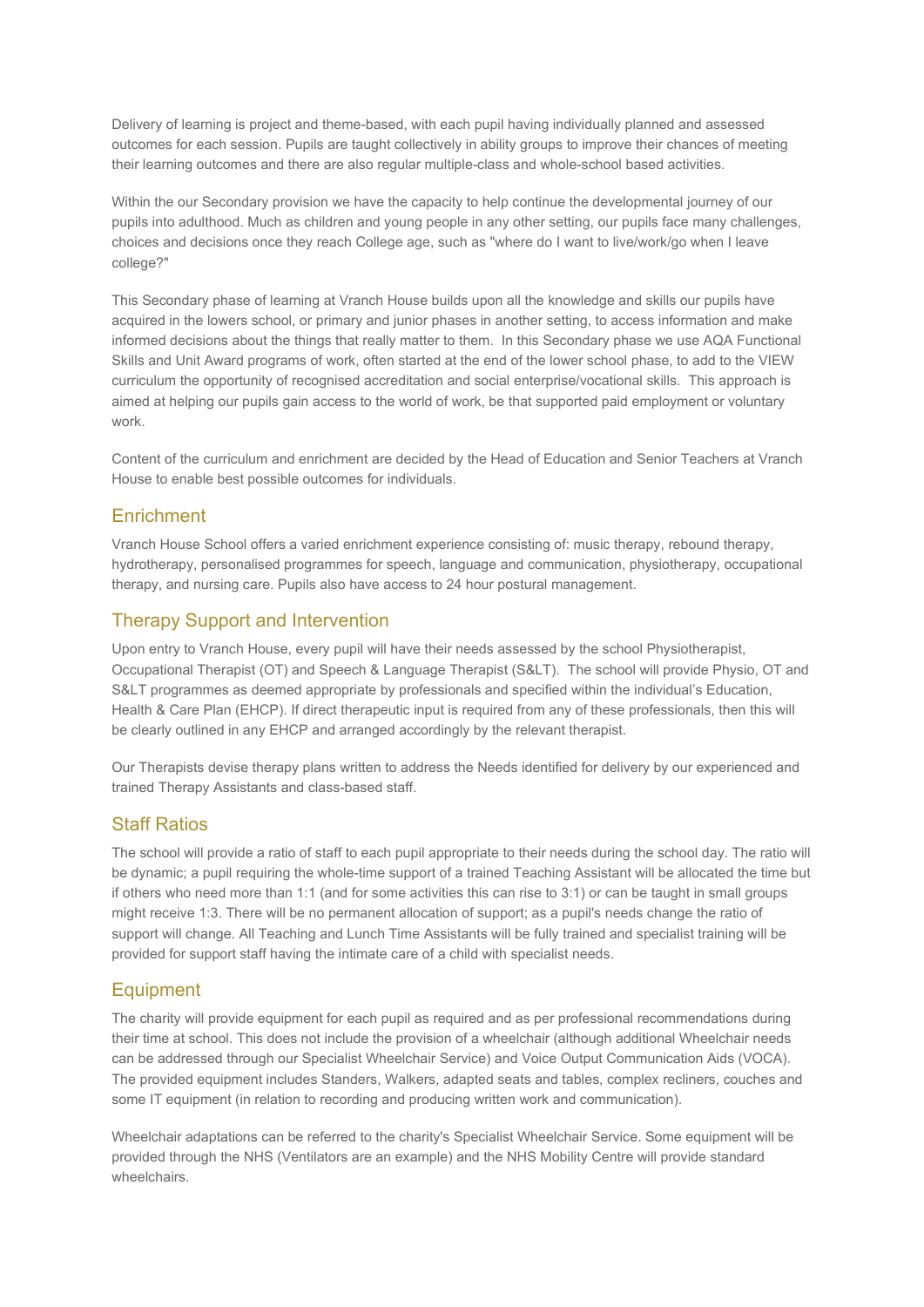Delivery of learning is project and theme-based, with each pupil having individually planned and assessed outcomes for each session. Pupils are taught collectively in ability groups to improve their chances of meeting their learning outcomes and there are also regular multiple-class and whole-school based activities.

Within the our Secondary provision we have the capacity to help continue the developmental journey of our pupils into adulthood. Much as children and young people in any other setting, our pupils face many challenges, choices and decisions once they reach College age, such as "where do I want to live/work/go when I leave college?"

This Secondary phase of learning at Vranch House builds upon all the knowledge and skills our pupils have acquired in the lowers school, or primary and junior phases in another setting, to access information and make informed decisions about the things that really matter to them.  In this Secondary phase we use AQA Functional Skills and Unit Award programs of work, often started at the end of the lower school phase, to add to the VIEW curriculum the opportunity of recognised accreditation and social enterprise/vocational skills.  This approach is aimed at helping our pupils gain access to the world of work, be that supported paid employment or voluntary work.

Content of the curriculum and enrichment are decided by the Head of Education and Senior Teachers at Vranch House to enable best possible outcomes for individuals.

## Enrichment

Vranch House School offers a varied enrichment experience consisting of: music therapy, rebound therapy, hydrotherapy, personalised programmes for speech, language and communication, physiotherapy, occupational therapy, and nursing care. Pupils also have access to 24 hour postural management.

## Therapy Support and Intervention

Upon entry to Vranch House, every pupil will have their needs assessed by the school Physiotherapist, Occupational Therapist (OT) and Speech & Language Therapist (S&LT).  The school will provide Physio, OT and S&LT programmes as deemed appropriate by professionals and specified within the individual's Education, Health & Care Plan (EHCP). If direct therapeutic input is required from any of these professionals, then this will be clearly outlined in any EHCP and arranged accordingly by the relevant therapist.

Our Therapists devise therapy plans written to address the Needs identified for delivery by our experienced and trained Therapy Assistants and class-based staff.

## Staff Ratios

The school will provide a ratio of staff to each pupil appropriate to their needs during the school day. The ratio will be dynamic; a pupil requiring the whole-time support of a trained Teaching Assistant will be allocated the time but if others who need more than 1:1 (and for some activities this can rise to 3:1) or can be taught in small groups might receive 1:3. There will be no permanent allocation of support; as a pupil's needs change the ratio of support will change. All Teaching and Lunch Time Assistants will be fully trained and specialist training will be provided for support staff having the intimate care of a child with specialist needs.

## Equipment

The charity will provide equipment for each pupil as required and as per professional recommendations during their time at school. This does not include the provision of a wheelchair (although additional Wheelchair needs can be addressed through our Specialist Wheelchair Service) and Voice Output Communication Aids (VOCA). The provided equipment includes Standers, Walkers, adapted seats and tables, complex recliners, couches and some IT equipment (in relation to recording and producing written work and communication).

Wheelchair adaptations can be referred to the charity's Specialist Wheelchair Service. Some equipment will be provided through the NHS (Ventilators are an example) and the NHS Mobility Centre will provide standard wheelchairs.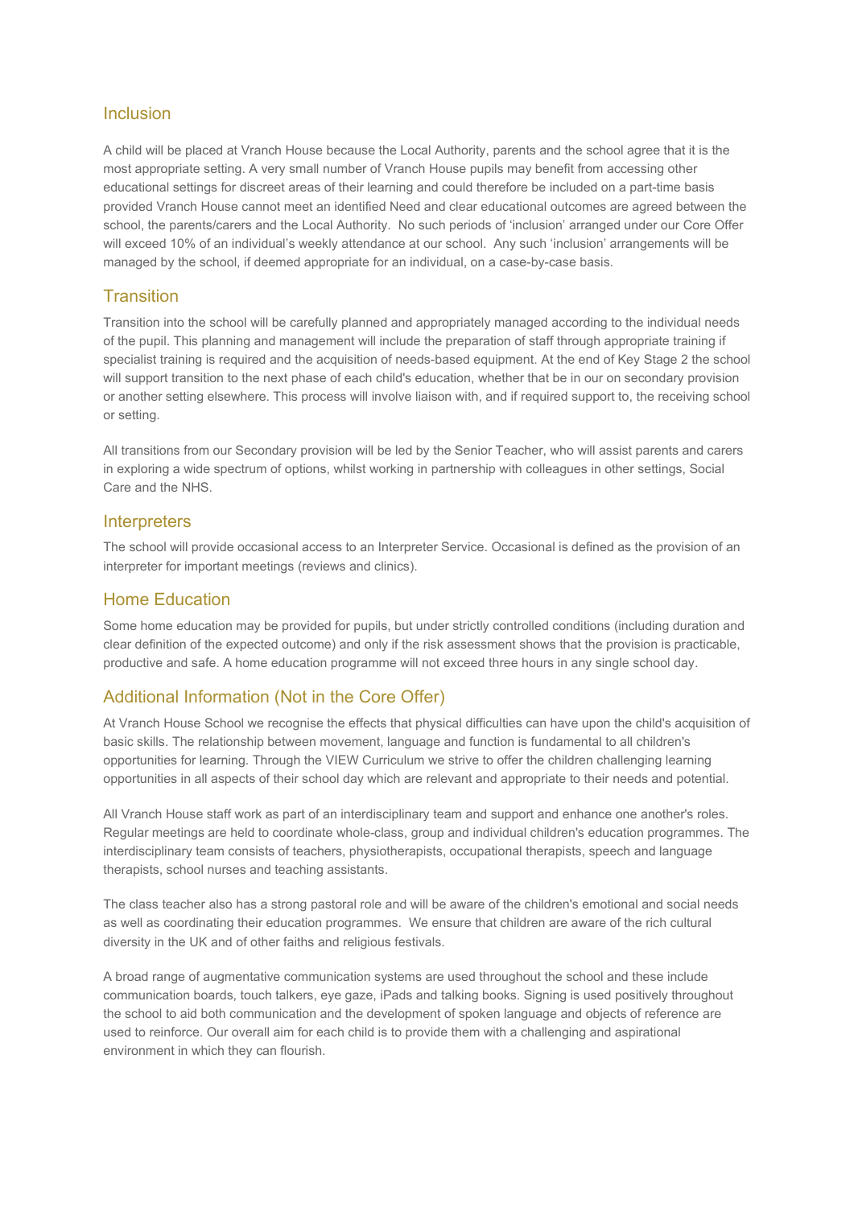## Inclusion

A child will be placed at Vranch House because the Local Authority, parents and the school agree that it is the most appropriate setting. A very small number of Vranch House pupils may benefit from accessing other educational settings for discreet areas of their learning and could therefore be included on a part-time basis provided Vranch House cannot meet an identified Need and clear educational outcomes are agreed between the school, the parents/carers and the Local Authority. No such periods of 'inclusion' arranged under our Core Offer will exceed 10% of an individual's weekly attendance at our school. Any such 'inclusion' arrangements will be managed by the school, if deemed appropriate for an individual, on a case-by-case basis.

## Transition

Transition into the school will be carefully planned and appropriately managed according to the individual needs of the pupil. This planning and management will include the preparation of staff through appropriate training if specialist training is required and the acquisition of needs-based equipment. At the end of Key Stage 2 the school will support transition to the next phase of each child's education, whether that be in our on secondary provision or another setting elsewhere. This process will involve liaison with, and if required support to, the receiving school or setting.

All transitions from our Secondary provision will be led by the Senior Teacher, who will assist parents and carers in exploring a wide spectrum of options, whilst working in partnership with colleagues in other settings, Social Care and the NHS.

## Interpreters

The school will provide occasional access to an Interpreter Service. Occasional is defined as the provision of an interpreter for important meetings (reviews and clinics).

## Home Education

Some home education may be provided for pupils, but under strictly controlled conditions (including duration and clear definition of the expected outcome) and only if the risk assessment shows that the provision is practicable, productive and safe. A home education programme will not exceed three hours in any single school day.

## Additional Information (Not in the Core Offer)

At Vranch House School we recognise the effects that physical difficulties can have upon the child's acquisition of basic skills. The relationship between movement, language and function is fundamental to all children's opportunities for learning. Through the VIEW Curriculum we strive to offer the children challenging learning opportunities in all aspects of their school day which are relevant and appropriate to their needs and potential.

All Vranch House staff work as part of an interdisciplinary team and support and enhance one another's roles. Regular meetings are held to coordinate whole-class, group and individual children's education programmes. The interdisciplinary team consists of teachers, physiotherapists, occupational therapists, speech and language therapists, school nurses and teaching assistants.

The class teacher also has a strong pastoral role and will be aware of the children's emotional and social needs as well as coordinating their education programmes. We ensure that children are aware of the rich cultural diversity in the UK and of other faiths and religious festivals.

A broad range of augmentative communication systems are used throughout the school and these include communication boards, touch talkers, eye gaze, iPads and talking books. Signing is used positively throughout the school to aid both communication and the development of spoken language and objects of reference are used to reinforce. Our overall aim for each child is to provide them with a challenging and aspirational environment in which they can flourish.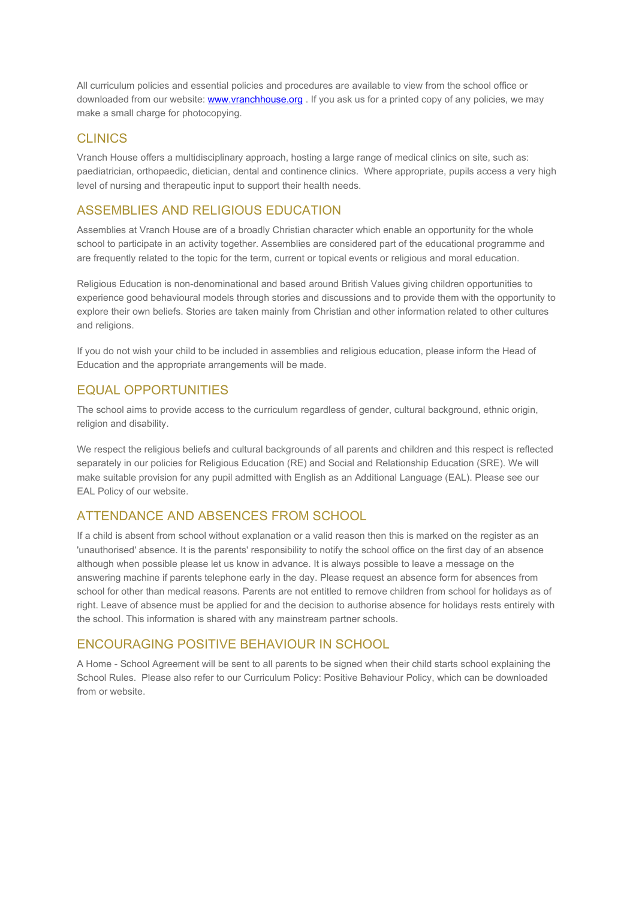All curriculum policies and essential policies and procedures are available to view from the school office or downloaded from our website: [www.vranchhouse.org](http://www.vranchhouse.org) . If you ask us for a printed copy of any policies, we may make a small charge for photocopying.

## CLINICS

Vranch House offers a multidisciplinary approach, hosting a large range of medical clinics on site, such as: paediatrician, orthopaedic, dietician, dental and continence clinics. Where appropriate, pupils access a very high level of nursing and therapeutic input to support their health needs.

## ASSEMBLIES AND RELIGIOUS EDUCATION

Assemblies at Vranch House are of a broadly Christian character which enable an opportunity for the whole school to participate in an activity together. Assemblies are considered part of the educational programme and are frequently related to the topic for the term, current or topical events or religious and moral education.

Religious Education is non-denominational and based around British Values giving children opportunities to experience good behavioural models through stories and discussions and to provide them with the opportunity to explore their own beliefs. Stories are taken mainly from Christian and other information related to other cultures and religions.

If you do not wish your child to be included in assemblies and religious education, please inform the Head of Education and the appropriate arrangements will be made.

## EQUAL OPPORTUNITIES

The school aims to provide access to the curriculum regardless of gender, cultural background, ethnic origin, religion and disability.

We respect the religious beliefs and cultural backgrounds of all parents and children and this respect is reflected separately in our policies for Religious Education (RE) and Social and Relationship Education (SRE). We will make suitable provision for any pupil admitted with English as an Additional Language (EAL). Please see our EAL Policy of our website.

## ATTENDANCE AND ABSENCES FROM SCHOOL

If a child is absent from school without explanation or a valid reason then this is marked on the register as an 'unauthorised' absence. It is the parents' responsibility to notify the school office on the first day of an absence although when possible please let us know in advance. It is always possible to leave a message on the answering machine if parents telephone early in the day. Please request an absence form for absences from school for other than medical reasons. Parents are not entitled to remove children from school for holidays as of right. Leave of absence must be applied for and the decision to authorise absence for holidays rests entirely with the school. This information is shared with any mainstream partner schools.

## ENCOURAGING POSITIVE BEHAVIOUR IN SCHOOL

A Home - School Agreement will be sent to all parents to be signed when their child starts school explaining the School Rules. Please also refer to our Curriculum Policy: Positive Behaviour Policy, which can be downloaded from or website.